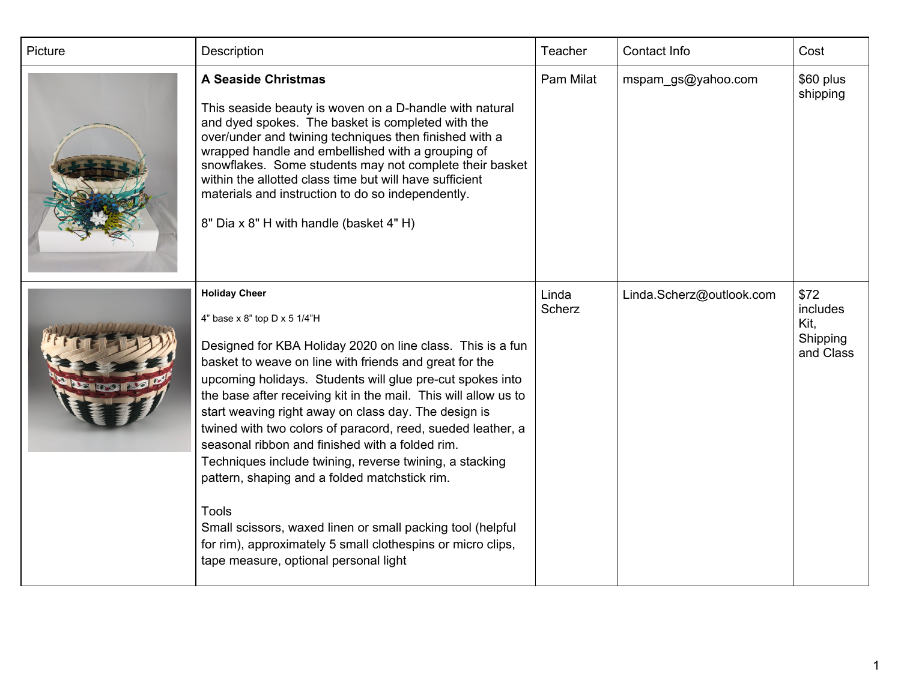| Picture | Description | Teacher | Contact Info | Cost |
|---|---|---|---|---|
| | **A Seaside Christmas**<br><br>This seaside beauty is woven on a D-handle with natural and dyed spokes. The basket is completed with the over/under and twining techniques then finished with a wrapped handle and embellished with a grouping of snowflakes. Some students may not complete their basket within the allotted class time but will have sufficient materials and instruction to do so independently.<br><br>8" Dia x 8" H with handle (basket 4" H) | Pam Milat | mspam_gs@yahoo.com | $60 plus shipping |
| | **Holiday Cheer**<br><br>4" base x 8" top D x 5 1/4"H<br><br>Designed for KBA Holiday 2020 on line class. This is a fun basket to weave on line with friends and great for the upcoming holidays. Students will glue pre-cut spokes into the base after receiving kit in the mail. This will allow us to start weaving right away on class day. The design is twined with two colors of paracord, reed, sueded leather, a seasonal ribbon and finished with a folded rim. Techniques include twining, reverse twining, a stacking pattern, shaping and a folded matchstick rim.<br><br>Tools<br>Small scissors, waxed linen or small packing tool (helpful for rim), approximately 5 small clothespins or micro clips, tape measure, optional personal light | Linda Scherz | Linda.Scherz@outlook.com | $72 includes Kit, Shipping and Class |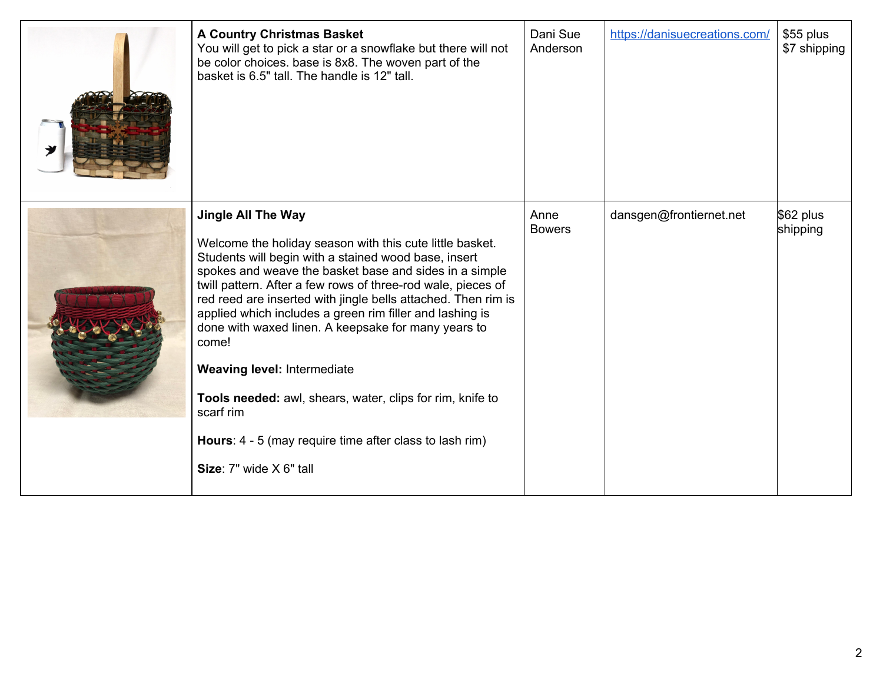| | | | | |
|---|---|---|---|---|
| | **A Country Christmas Basket**<br>You will get to pick a star or a snowflake but there will not be color choices. base is 8x8. The woven part of the basket is 6.5" tall. The handle is 12" tall. | Dani Sue Anderson | https://danisuecreations.com/ | $55 plus $7 shipping |
| | **Jingle All The Way**<br><br>Welcome the holiday season with this cute little basket. Students will begin with a stained wood base, insert spokes and weave the basket base and sides in a simple twill pattern. After a few rows of three-rod wale, pieces of red reed are inserted with jingle bells attached. Then rim is applied which includes a green rim filler and lashing is done with waxed linen. A keepsake for many years to come!<br><br>**Weaving level:** Intermediate<br><br>**Tools needed:** awl, shears, water, clips for rim, knife to scarf rim<br><br>**Hours**: 4 - 5 (may require time after class to lash rim)<br><br>**Size**: 7" wide X 6" tall | Anne Bowers | dansgen@frontiernet.net | $62 plus shipping |